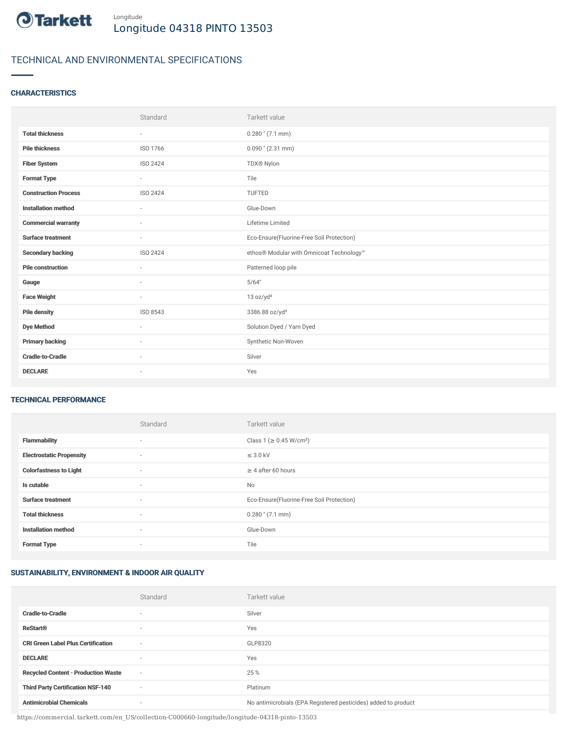Tarkett

Longitude

# Longitude 04318 PINTO 13503

## TECHNICAL AND ENVIRONMENTAL SPECIFICATIONS

### CHARACTERISTICS

| | Standard | Tarkett value |
|---|---|---|
| **Total thickness** | - | 0.280 " (7.1 mm) |
| **Pile thickness** | ISO 1766 | 0.090 " (2.31 mm) |
| **Fiber System** | ISO 2424 | TDX® Nylon |
| **Format Type** | - | Tile |
| **Construction Process** | ISO 2424 | TUFTED |
| **Installation method** | - | Glue-Down |
| **Commercial warranty** | - | Lifetime Limited |
| **Surface treatment** | - | Eco-Ensure(Fluorine-Free Soil Protection) |
| **Secondary backing** | ISO 2424 | ethos® Modular with Omnicoat Technology™ |
| **Pile construction** | - | Patterned loop pile |
| **Gauge** | - | 5/64" |
| **Face Weight** | - | 13 oz/yd² |
| **Pile density** | ISO 8543 | 3386.88 oz/yd³ |
| **Dye Method** | - | Solution Dyed / Yarn Dyed |
| **Primary backing** | - | Synthetic Non-Woven |
| **Cradle-to-Cradle** | - | Silver |
| **DECLARE** | - | Yes |

### TECHNICAL PERFORMANCE

| | Standard | Tarkett value |
|---|---|---|
| **Flammability** | - | Class 1 (≥ 0.45 W/cm²) |
| **Electrostatic Propensity** | - | ≤ 3.0 kV |
| **Colorfastness to Light** | - | ≥ 4 after 60 hours |
| **Is cutable** | - | No |
| **Surface treatment** | - | Eco-Ensure(Fluorine-Free Soil Protection) |
| **Total thickness** | - | 0.280 " (7.1 mm) |
| **Installation method** | - | Glue-Down |
| **Format Type** | - | Tile |

### SUSTAINABILITY, ENVIRONMENT & INDOOR AIR QUALITY

| | Standard | Tarkett value |
|---|---|---|
| **Cradle-to-Cradle** | - | Silver |
| **ReStart®** | - | Yes |
| **CRI Green Label Plus Certification** | - | GLP8320 |
| **DECLARE** | - | Yes |
| **Recycled Content - Production Waste** | - | 25 % |
| **Third Party Certification NSF-140** | - | Platinum |
| **Antimicrobial Chemicals** | - | No antimicrobials (EPA Registered pesticides) added to product |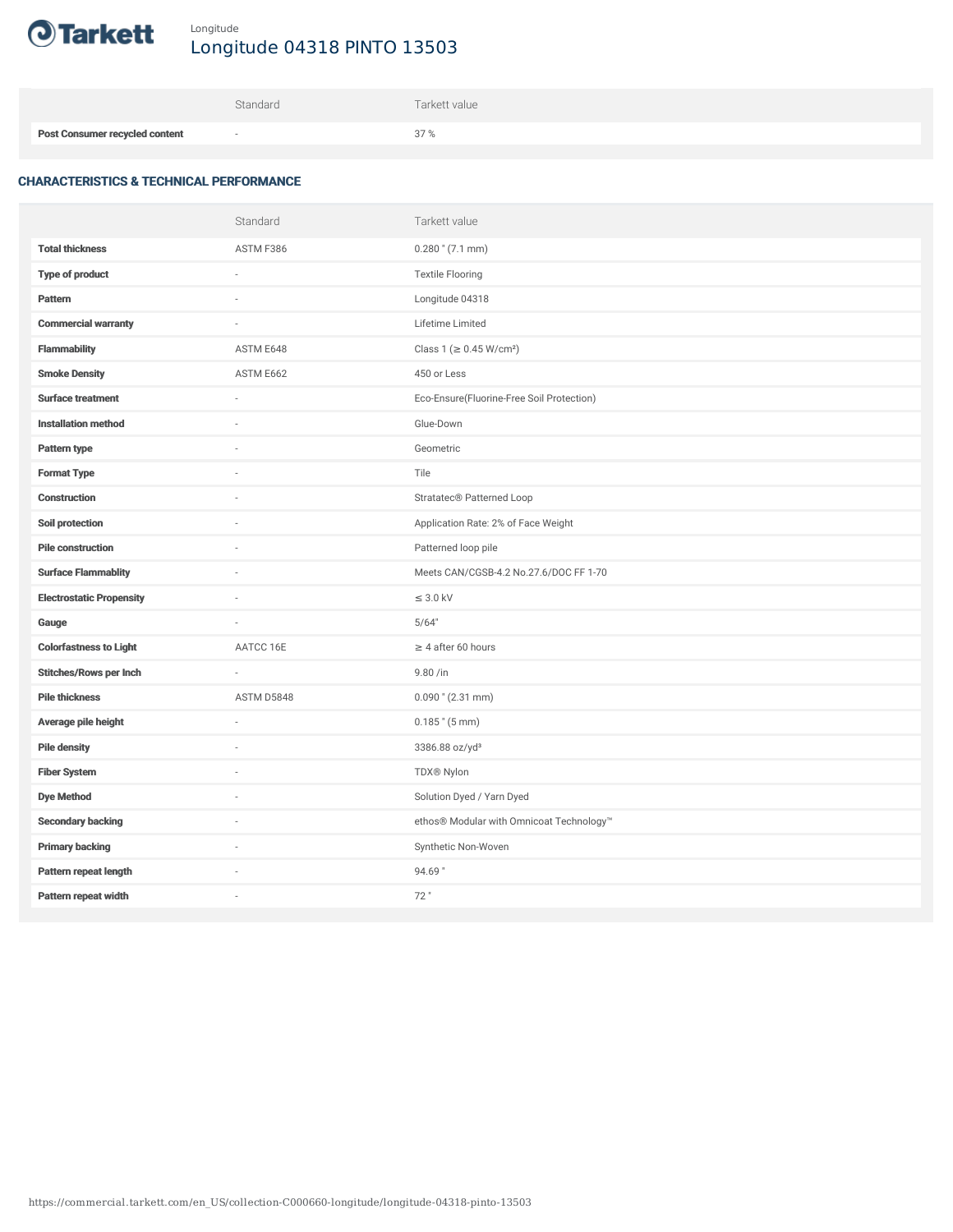Longitude

# Longitude 04318 PINTO 13503

| | Standard | Tarkett value |
|---|---|---|
| **Post Consumer recycled content** | - | 37 % |

## CHARACTERISTICS & TECHNICAL PERFORMANCE

| | Standard | Tarkett value |
|---|---|---|
| **Total thickness** | ASTM F386 | 0.280 " (7.1 mm) |
| **Type of product** | - | Textile Flooring |
| **Pattern** | - | Longitude 04318 |
| **Commercial warranty** | - | Lifetime Limited |
| **Flammability** | ASTM E648 | Class 1 (≥ 0.45 W/cm²) |
| **Smoke Density** | ASTM E662 | 450 or Less |
| **Surface treatment** | - | Eco-Ensure(Fluorine-Free Soil Protection) |
| **Installation method** | - | Glue-Down |
| **Pattern type** | - | Geometric |
| **Format Type** | - | Tile |
| **Construction** | - | Stratatec® Patterned Loop |
| **Soil protection** | - | Application Rate: 2% of Face Weight |
| **Pile construction** | - | Patterned loop pile |
| **Surface Flammablity** | - | Meets CAN/CGSB-4.2 No.27.6/DOC FF 1-70 |
| **Electrostatic Propensity** | - | ≤ 3.0 kV |
| **Gauge** | - | 5/64" |
| **Colorfastness to Light** | AATCC 16E | ≥ 4 after 60 hours |
| **Stitches/Rows per Inch** | - | 9.80 /in |
| **Pile thickness** | ASTM D5848 | 0.090 " (2.31 mm) |
| **Average pile height** | - | 0.185 " (5 mm) |
| **Pile density** | - | 3386.88 oz/yd³ |
| **Fiber System** | - | TDX® Nylon |
| **Dye Method** | - | Solution Dyed / Yarn Dyed |
| **Secondary backing** | - | ethos® Modular with Omnicoat Technology™ |
| **Primary backing** | - | Synthetic Non-Woven |
| **Pattern repeat length** | - | 94.69 " |
| **Pattern repeat width** | - | 72 " |